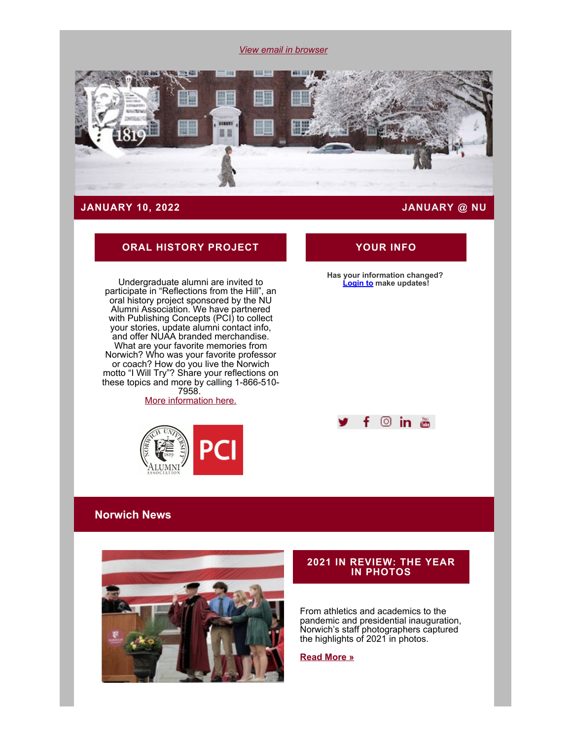*View email in browser*

**JANUARY 10, 2022** **JANUARY @ NU**

## ORAL HISTORY PROJECT

Undergraduate alumni are invited to participate in "Reflections from the Hill", an oral history project sponsored by the NU Alumni Association. We have partnered with Publishing Concepts (PCI) to collect your stories, update alumni contact info, and offer NUAA branded merchandise. What are your favorite memories from Norwich? Who was your favorite professor or coach? How do you live the Norwich motto "I Will Try"? Share your reflections on these topics and more by calling 1-866-510-7958.
More information here.

## YOUR INFO

**Has your information changed?**
**Login to make updates!**

## Norwich News

### 2021 IN REVIEW: THE YEAR IN PHOTOS

From athletics and academics to the pandemic and presidential inauguration, Norwich's staff photographers captured the highlights of 2021 in photos.

**Read More »**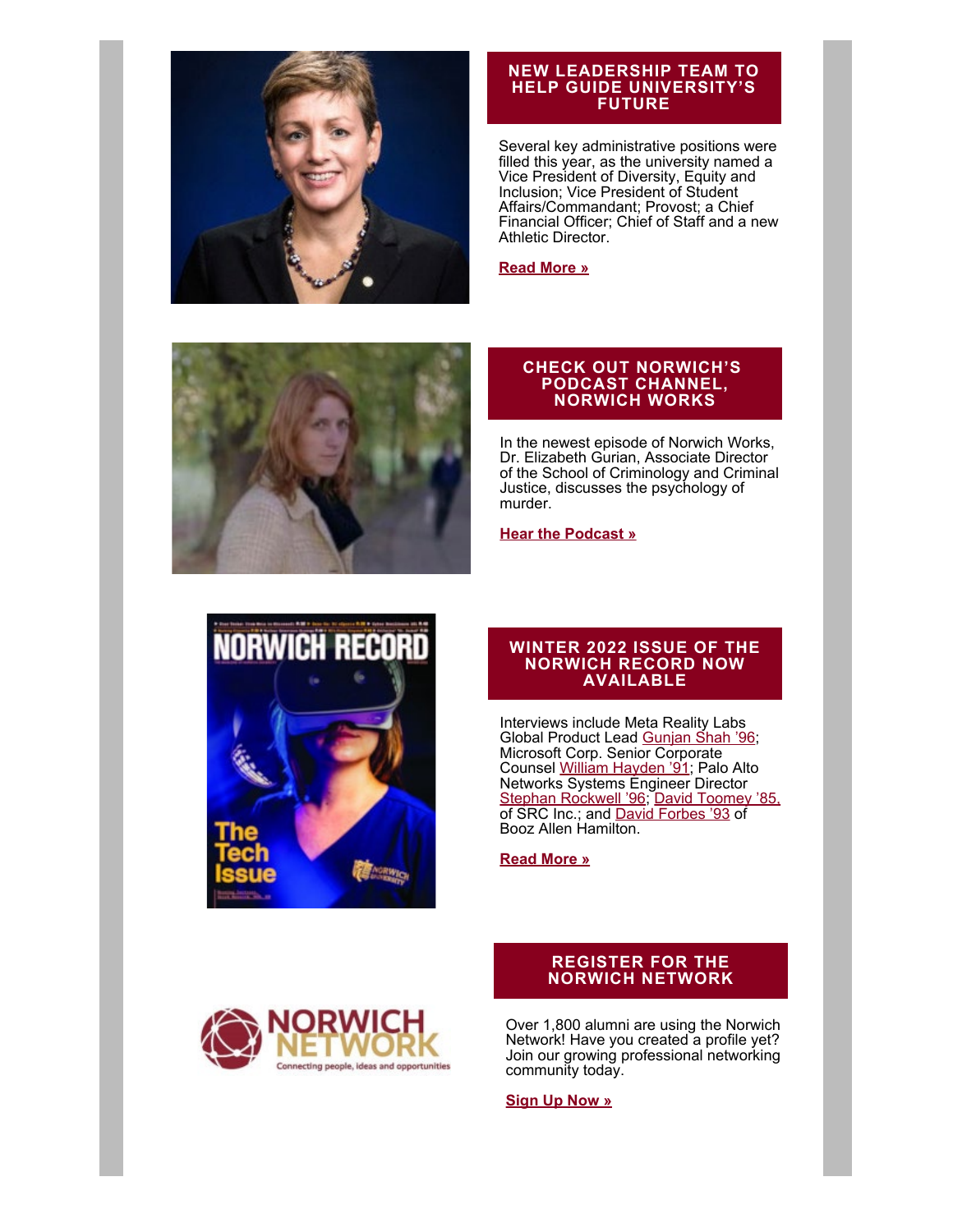## NEW LEADERSHIP TEAM TO HELP GUIDE UNIVERSITY'S FUTURE

Several key administrative positions were filled this year, as the university named a Vice President of Diversity, Equity and Inclusion; Vice President of Student Affairs/Commandant; Provost; a Chief Financial Officer; Chief of Staff and a new Athletic Director.

**Read More »**

## CHECK OUT NORWICH'S PODCAST CHANNEL, NORWICH WORKS

In the newest episode of Norwich Works, Dr. Elizabeth Gurian, Associate Director of the School of Criminology and Criminal Justice, discusses the psychology of murder.

**Hear the Podcast »**

## WINTER 2022 ISSUE OF THE NORWICH RECORD NOW AVAILABLE

Interviews include Meta Reality Labs Global Product Lead Gunjan Shah '96; Microsoft Corp. Senior Corporate Counsel William Hayden '91; Palo Alto Networks Systems Engineer Director Stephan Rockwell '96; David Toomey '85, of SRC Inc.; and David Forbes '93 of Booz Allen Hamilton.

**Read More »**

## REGISTER FOR THE NORWICH NETWORK

Over 1,800 alumni are using the Norwich Network! Have you created a profile yet? Join our growing professional networking community today.

**Sign Up Now »**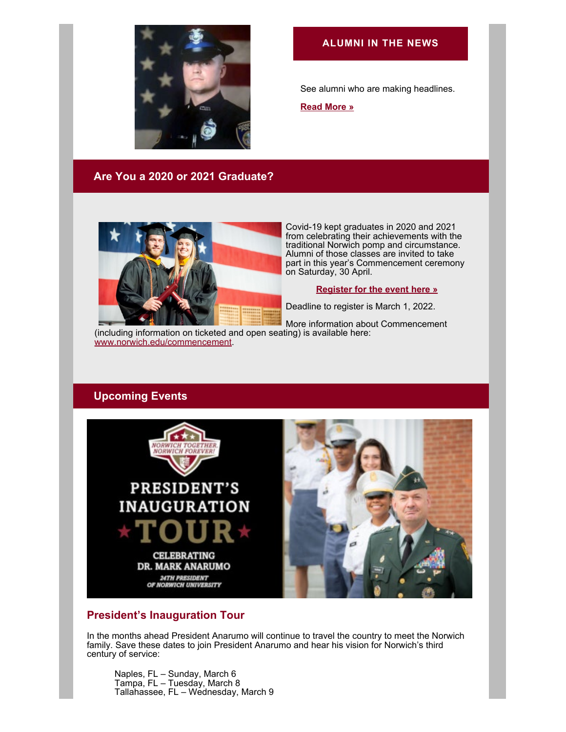## ALUMNI IN THE NEWS

See alumni who are making headlines.

**Read More »**

## Are You a 2020 or 2021 Graduate?

Covid-19 kept graduates in 2020 and 2021 from celebrating their achievements with the traditional Norwich pomp and circumstance. Alumni of those classes are invited to take part in this year's Commencement ceremony on Saturday, 30 April.

**Register for the event here »**

Deadline to register is March 1, 2022.

More information about Commencement (including information on ticketed and open seating) is available here: www.norwich.edu/commencement.

## Upcoming Events

### President's Inauguration Tour

In the months ahead President Anarumo will continue to travel the country to meet the Norwich family. Save these dates to join President Anarumo and hear his vision for Norwich's third century of service:

Naples, FL – Sunday, March 6
Tampa, FL – Tuesday, March 8
Tallahassee, FL – Wednesday, March 9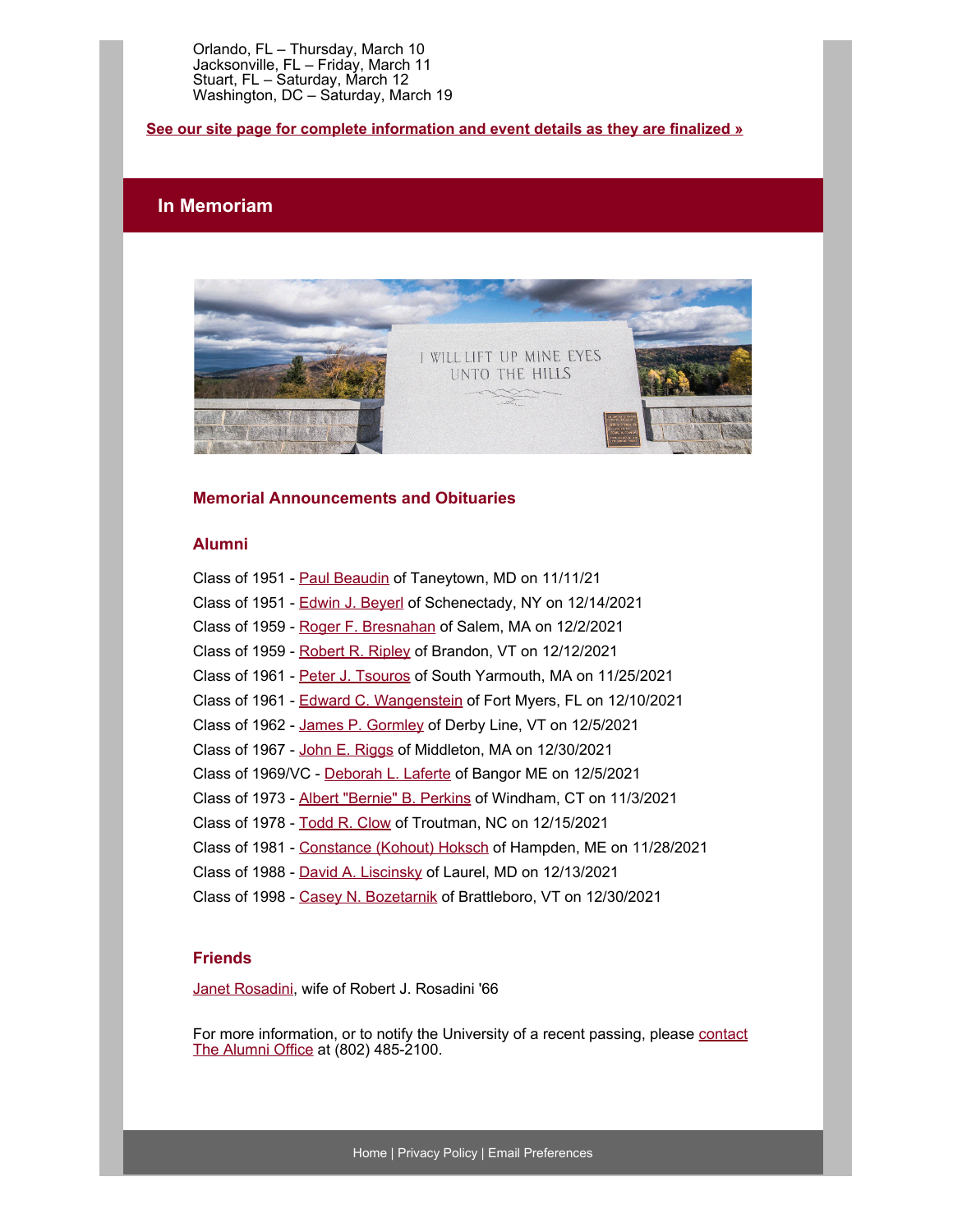Orlando, FL – Thursday, March 10
Jacksonville, FL – Friday, March 11
Stuart, FL – Saturday, March 12
Washington, DC – Saturday, March 19

**See our site page for complete information and event details as they are finalized »**

## In Memoriam

### Memorial Announcements and Obituaries

### Alumni

Class of 1951 - Paul Beaudin of Taneytown, MD on 11/11/21

Class of 1951 - Edwin J. Beyerl of Schenectady, NY on 12/14/2021

Class of 1959 - Roger F. Bresnahan of Salem, MA on 12/2/2021

Class of 1959 - Robert R. Ripley of Brandon, VT on 12/12/2021

Class of 1961 - Peter J. Tsouros of South Yarmouth, MA on 11/25/2021

Class of 1961 - Edward C. Wangenstein of Fort Myers, FL on 12/10/2021

Class of 1962 - James P. Gormley of Derby Line, VT on 12/5/2021

Class of 1967 - John E. Riggs of Middleton, MA on 12/30/2021

Class of 1969/VC - Deborah L. Laferte of Bangor ME on 12/5/2021

Class of 1973 - Albert "Bernie" B. Perkins of Windham, CT on 11/3/2021

Class of 1978 - Todd R. Clow of Troutman, NC on 12/15/2021

Class of 1981 - Constance (Kohout) Hoksch of Hampden, ME on 11/28/2021

Class of 1988 - David A. Liscinsky of Laurel, MD on 12/13/2021

Class of 1998 - Casey N. Bozetarnik of Brattleboro, VT on 12/30/2021

### Friends

Janet Rosadini, wife of Robert J. Rosadini '66

For more information, or to notify the University of a recent passing, please contact The Alumni Office at (802) 485-2100.

Home | Privacy Policy | Email Preferences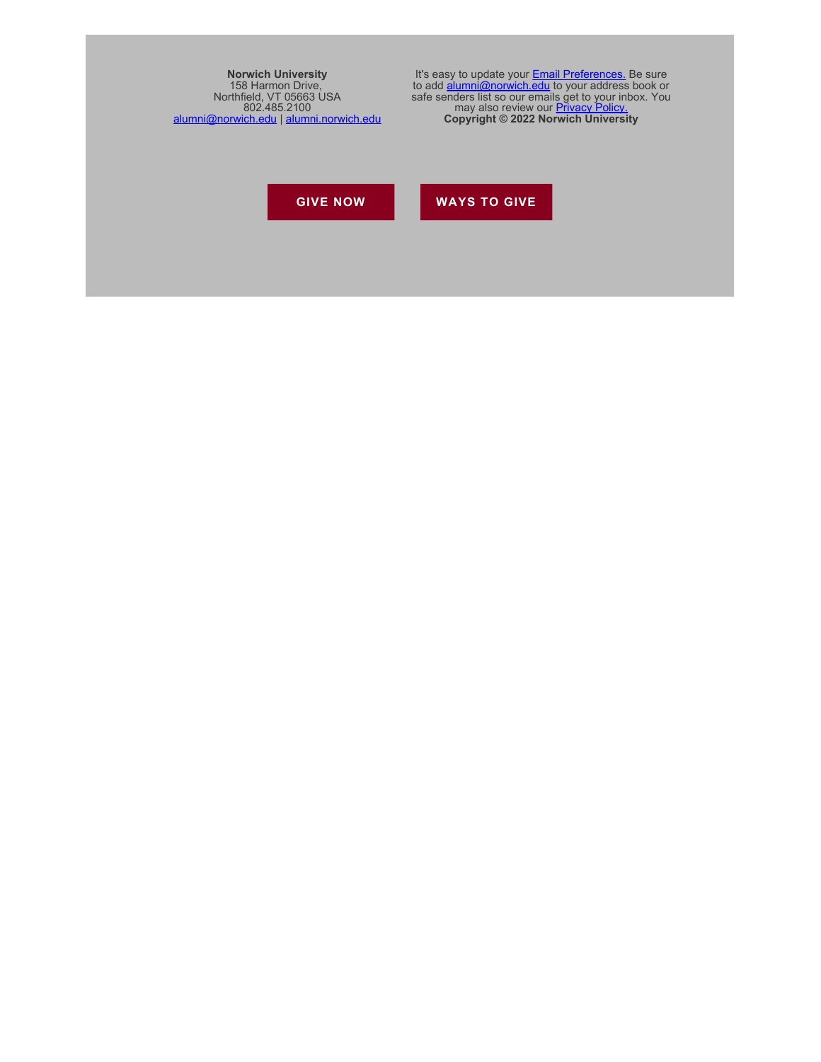**Norwich University**
158 Harmon Drive,
Northfield, VT 05663 USA
802.485.2100
alumni@norwich.edu | alumni.norwich.edu

It's easy to update your Email Preferences. Be sure to add alumni@norwich.edu to your address book or safe senders list so our emails get to your inbox. You may also review our Privacy Policy.
**Copyright © 2022 Norwich University**

GIVE NOW

WAYS TO GIVE